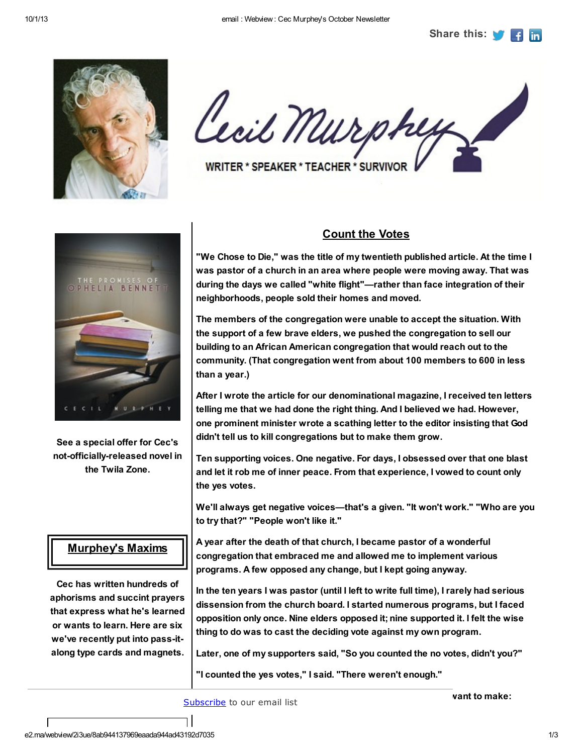Share this:

Cecil Murphey

WRITER * SPEAKER * TEACHER * SURVIVOR

## Count the Votes

"We Chose to Die," was the title of my twentieth published article. At the time I was pastor of a church in an area where people were moving away. That was during the days we called "white flight"—rather than face integration of their neighborhoods, people sold their homes and moved.

The members of the congregation were unable to accept the situation. With the support of a few brave elders, we pushed the congregation to sell our building to an African American congregation that would reach out to the community. (That congregation went from about 100 members to 600 in less than a year.)

After I wrote the article for our denominational magazine, I received ten letters telling me that we had done the right thing. And I believed we had. However, one prominent minister wrote a scathing letter to the editor insisting that God didn't tell us to kill congregations but to make them grow.

Ten supporting voices. One negative. For days, I obsessed over that one blast and let it rob me of inner peace. From that experience, I vowed to count only the yes votes.

We'll always get negative voices—that's a given. "It won't work." "Who are you to try that?" "People won't like it."

A year after the death of that church, I became pastor of a wonderful congregation that embraced me and allowed me to implement various programs. A few opposed any change, but I kept going anyway.

In the ten years I was pastor (until I left to write full time), I rarely had serious dissension from the church board. I started numerous programs, but I faced opposition only once. Nine elders opposed it; nine supported it. I felt the wise thing to do was to cast the deciding vote against my own program.

Later, one of my supporters said, "So you counted the no votes, didn't you?"

"I counted the yes votes," I said. "There weren't enough."

THE PROMISES OF OPHELIA BENNETT

CECIL MURPHEY

See a special offer for Cec's not-officially-released novel in the Twila Zone.

## Murphey's Maxims

Cec has written hundreds of aphorisms and succint prayers that express what he's learned or wants to learn. Here are six we've recently put into pass-it-along type cards and magnets.

[Subscribe](#) to our email list

want to make: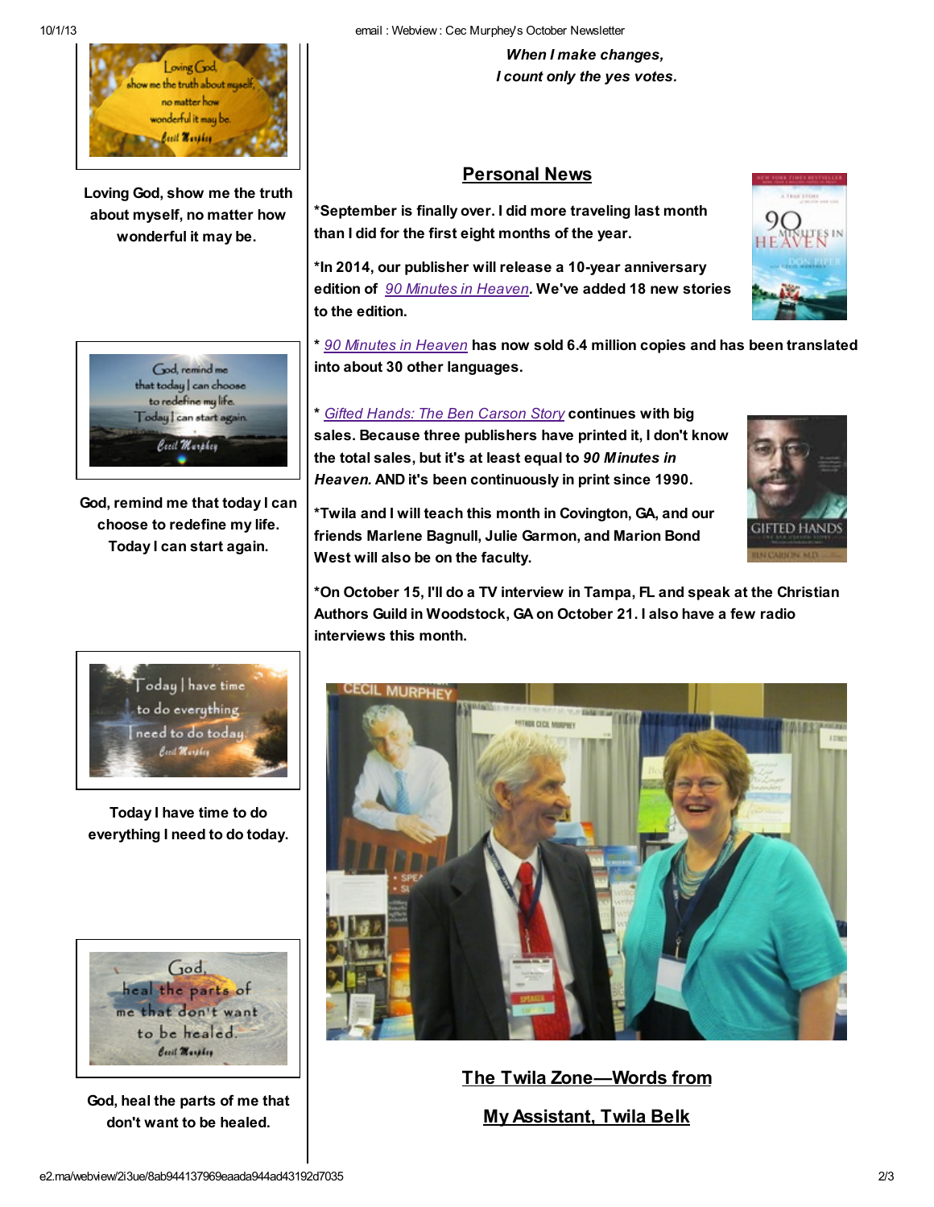***When I make changes,***
***I count only the yes votes.***

Loving God, show me the truth about myself, no matter how wonderful it may be.

## Personal News

**\*September is finally over. I did more traveling last month than I did for the first eight months of the year.**

**\*In 2014, our publisher will release a 10-year anniversary edition of *90 Minutes in Heaven*. We've added 18 new stories to the edition.**

**\* *90 Minutes in Heaven* has now sold 6.4 million copies and has been translated into about 30 other languages.**

**\* *Gifted Hands: The Ben Carson Story* continues with big sales. Because three publishers have printed it, I don't know the total sales, but it's at least equal to *90 Minutes in Heaven.* AND it's been continuously in print since 1990.**

**\*Twila and I will teach this month in Covington, GA, and our friends Marlene Bagnull, Julie Garmon, and Marion Bond West will also be on the faculty.**

**\*On October 15, I'll do a TV interview in Tampa, FL and speak at the Christian Authors Guild in Woodstock, GA on October 21. I also have a few radio interviews this month.**

**God, remind me that today I can choose to redefine my life. Today I can start again.**

**Today I have time to do everything I need to do today.**

**God, heal the parts of me that don't want to be healed.**

## The Twila Zone—Words from My Assistant, Twila Belk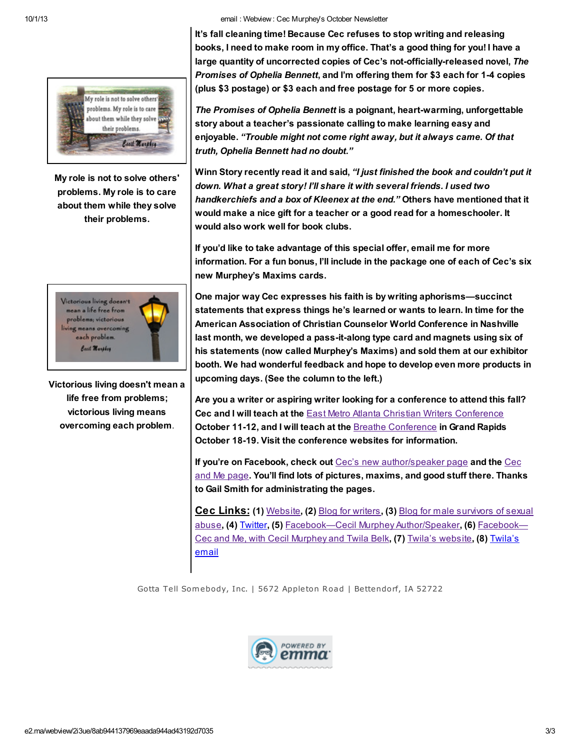My role is not to solve others' problems. My role is to care about them while they solve their problems.

Victorious living doesn't mean a life free from problems; victorious living means overcoming each problem.

**It's fall cleaning time! Because Cec refuses to stop writing and releasing books, I need to make room in my office. That's a good thing for you! I have a large quantity of uncorrected copies of Cec's not-officially-released novel, *The Promises of Ophelia Bennett*, and I'm offering them for $3 each for 1-4 copies (plus $3 postage) or $3 each and free postage for 5 or more copies.**

***The Promises of Ophelia Bennett* is a poignant, heart-warming, unforgettable story about a teacher's passionate calling to make learning easy and enjoyable. *"Trouble might not come right away, but it always came. Of that truth, Ophelia Bennett had no doubt."***

**Winn Story recently read it and said, *"I just finished the book and couldn't put it down. What a great story! I'll share it with several friends. I used two handkerchiefs and a box of Kleenex at the end."* Others have mentioned that it would make a nice gift for a teacher or a good read for a homeschooler. It would also work well for book clubs.**

**If you'd like to take advantage of this special offer, email me for more information. For a fun bonus, I'll include in the package one of each of Cec's six new Murphey's Maxims cards.**

**One major way Cec expresses his faith is by writing aphorisms—succinct statements that express things he's learned or wants to learn. In time for the American Association of Christian Counselor World Conference in Nashville last month, we developed a pass-it-along type card and magnets using six of his statements (now called Murphey's Maxims) and sold them at our exhibitor booth. We had wonderful feedback and hope to develop even more products in upcoming days. (See the column to the left.)**

**Are you a writer or aspiring writer looking for a conference to attend this fall? Cec and I will teach at the** East Metro Atlanta Christian Writers Conference **October 11-12, and I will teach at the** Breathe Conference **in Grand Rapids October 18-19. Visit the conference websites for information.**

**If you're on Facebook, check out** Cec's new author/speaker page **and the** Cec and Me page**. You'll find lots of pictures, maxims, and good stuff there. Thanks to Gail Smith for administrating the pages.**

**Cec Links: (1)** Website**, (2)** Blog for writers**, (3)** Blog for male survivors of sexual abuse**, (4)** Twitter**, (5)** Facebook—Cecil Murphey Author/Speaker**, (6)** Facebook—Cec and Me, with Cecil Murphey and Twila Belk**, (7)** Twila's website**, (8)** Twila's email

Gotta Tell Somebody, Inc. | 5672 Appleton Road | Bettendorf, IA 52722

POWERED BY emma